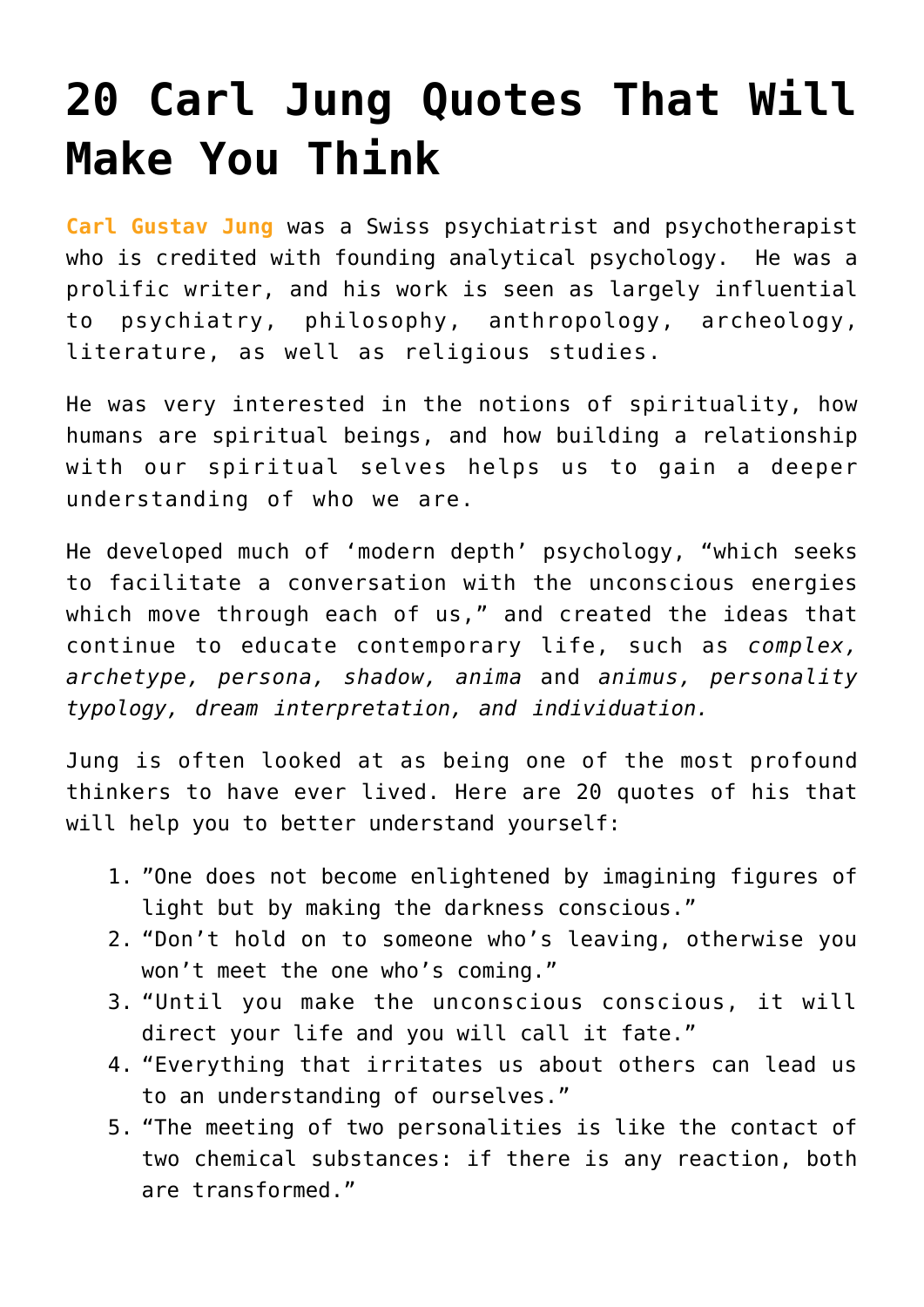# 20 Carl Jung Quotes That Will Make You Think

**Carl Gustav Jung** was a Swiss psychiatrist and psychotherapist who is credited with founding analytical psychology. He was a prolific writer, and his work is seen as largely influential to psychiatry, philosophy, anthropology, archeology, literature, as well as religious studies.

He was very interested in the notions of spirituality, how humans are spiritual beings, and how building a relationship with our spiritual selves helps us to gain a deeper understanding of who we are.

He developed much of 'modern depth' psychology, "which seeks to facilitate a conversation with the unconscious energies which move through each of us," and created the ideas that continue to educate contemporary life, such as *complex, archetype, persona, shadow, anima* and *animus, personality typology, dream interpretation, and individuation.*

Jung is often looked at as being one of the most profound thinkers to have ever lived. Here are 20 quotes of his that will help you to better understand yourself:

1. "One does not become enlightened by imagining figures of light but by making the darkness conscious."
2. "Don't hold on to someone who's leaving, otherwise you won't meet the one who's coming."
3. "Until you make the unconscious conscious, it will direct your life and you will call it fate."
4. "Everything that irritates us about others can lead us to an understanding of ourselves."
5. "The meeting of two personalities is like the contact of two chemical substances: if there is any reaction, both are transformed."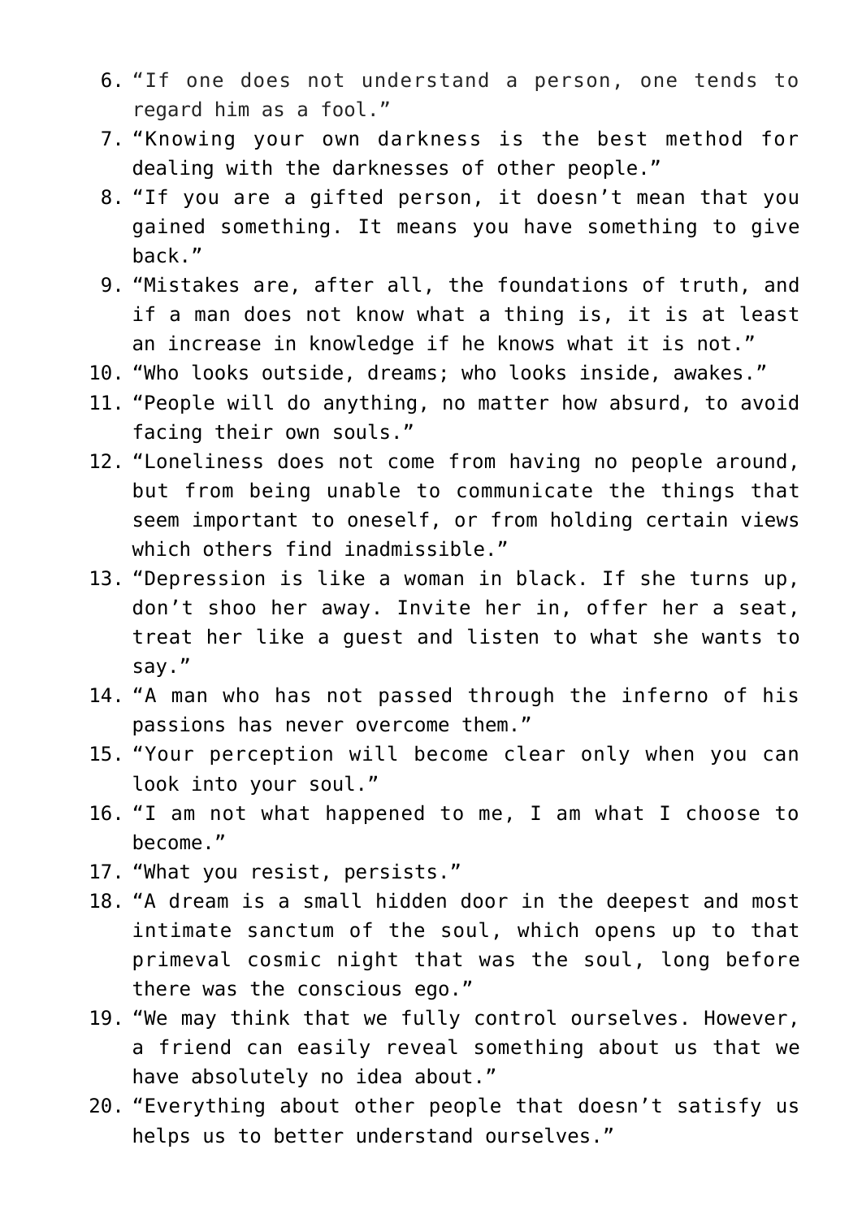6. “If one does not understand a person, one tends to regard him as a fool.”
7. “Knowing your own darkness is the best method for dealing with the darknesses of other people.”
8. “If you are a gifted person, it doesn’t mean that you gained something. It means you have something to give back.”
9. “Mistakes are, after all, the foundations of truth, and if a man does not know what a thing is, it is at least an increase in knowledge if he knows what it is not.”
10. “Who looks outside, dreams; who looks inside, awakes.”
11. “People will do anything, no matter how absurd, to avoid facing their own souls.”
12. “Loneliness does not come from having no people around, but from being unable to communicate the things that seem important to oneself, or from holding certain views which others find inadmissible.”
13. “Depression is like a woman in black. If she turns up, don’t shoo her away. Invite her in, offer her a seat, treat her like a guest and listen to what she wants to say.”
14. “A man who has not passed through the inferno of his passions has never overcome them.”
15. “Your perception will become clear only when you can look into your soul.”
16. “I am not what happened to me, I am what I choose to become.”
17. “What you resist, persists.”
18. “A dream is a small hidden door in the deepest and most intimate sanctum of the soul, which opens up to that primeval cosmic night that was the soul, long before there was the conscious ego.”
19. “We may think that we fully control ourselves. However, a friend can easily reveal something about us that we have absolutely no idea about.”
20. “Everything about other people that doesn’t satisfy us helps us to better understand ourselves.”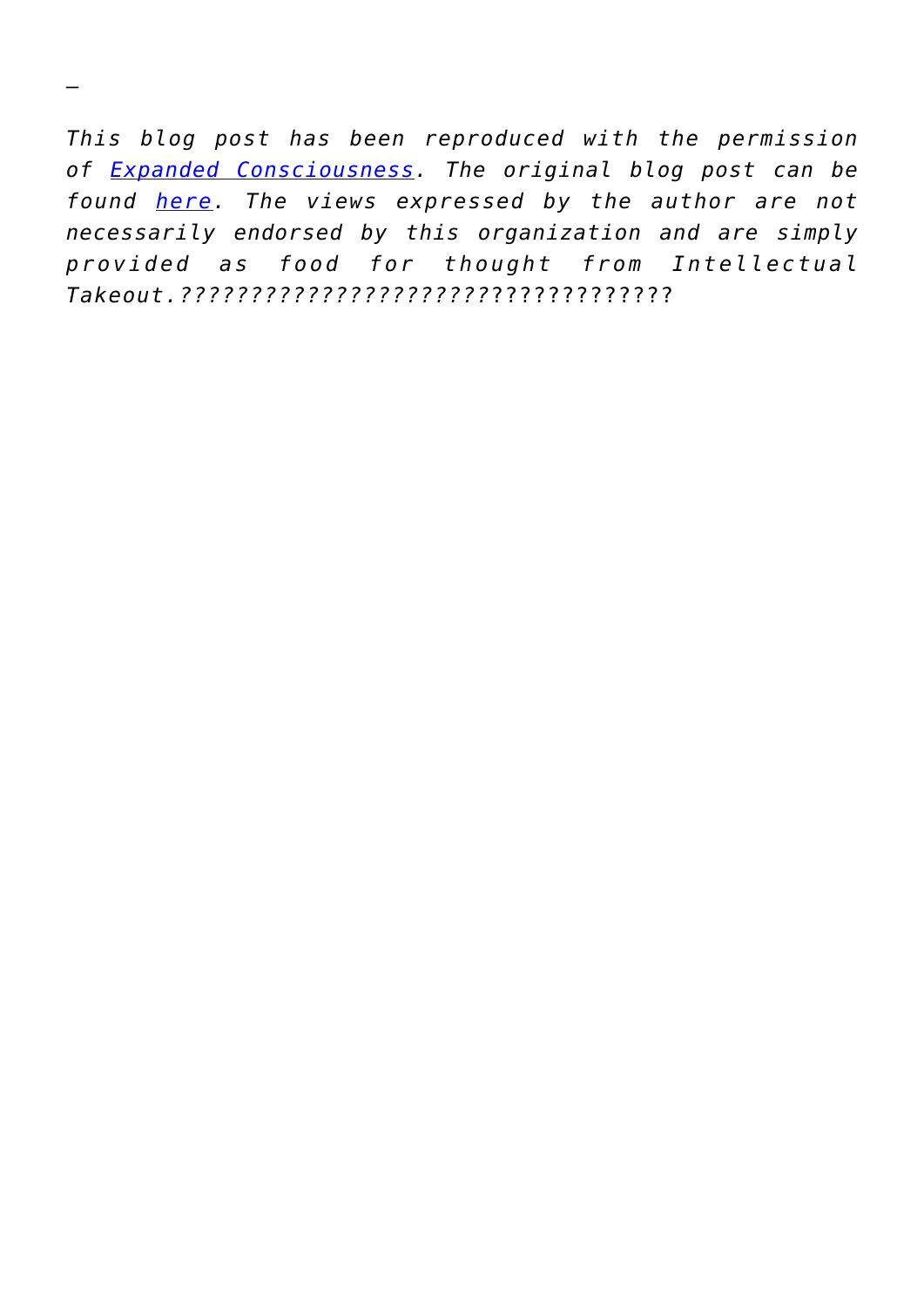—

*This blog post has been reproduced with the permission of [Expanded Consciousness](). The original blog post can be found [here](). The views expressed by the author are not necessarily endorsed by this organization and are simply provided as food for thought from Intellectual Takeout.???????????????????????????????????*